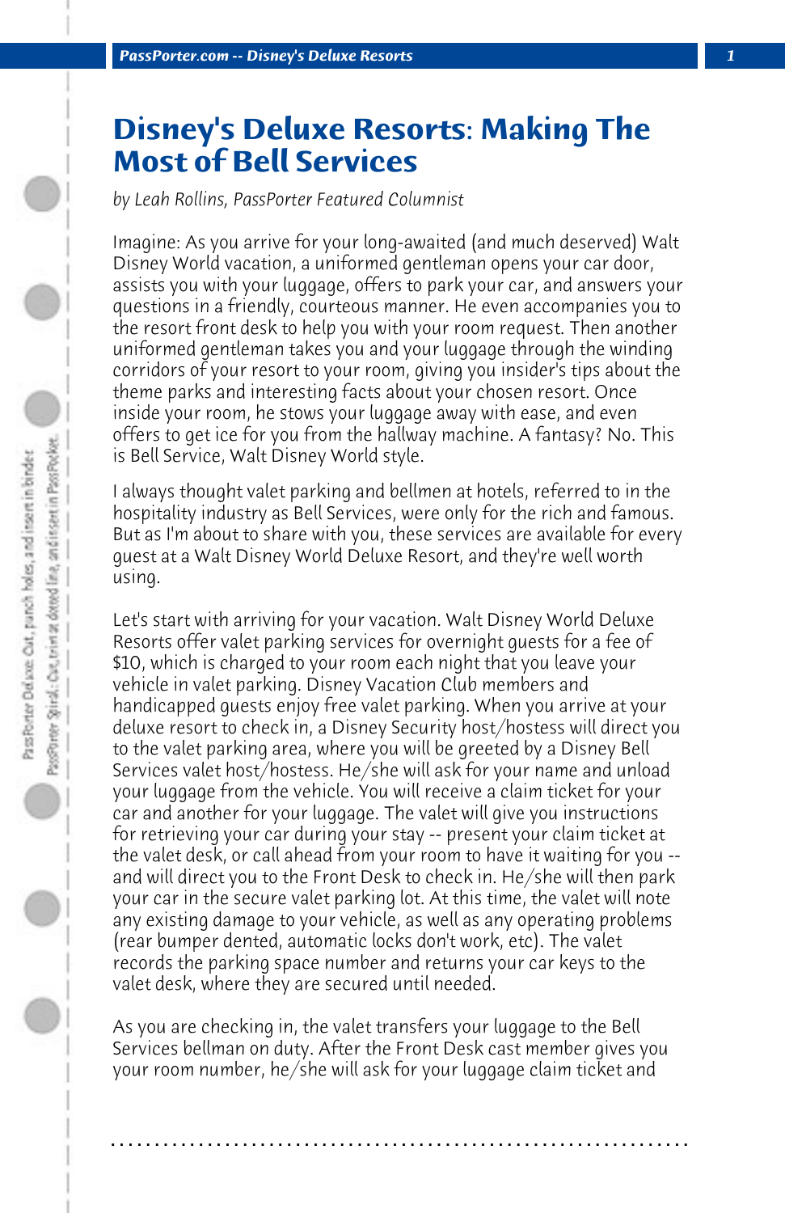# Disney's Deluxe Resorts: Making The Most of Bell Services

*by Leah Rollins, PassPorter Featured Columnist*

Imagine: As you arrive for your long-awaited (and much deserved) Walt Disney World vacation, a uniformed gentleman opens your car door, assists you with your luggage, offers to park your car, and answers your questions in a friendly, courteous manner. He even accompanies you to the resort front desk to help you with your room request. Then another uniformed gentleman takes you and your luggage through the winding corridors of your resort to your room, giving you insider's tips about the theme parks and interesting facts about your chosen resort. Once inside your room, he stows your luggage away with ease, and even offers to get ice for you from the hallway machine. A fantasy? No. This is Bell Service, Walt Disney World style.

I always thought valet parking and bellmen at hotels, referred to in the hospitality industry as Bell Services, were only for the rich and famous. But as I'm about to share with you, these services are available for every guest at a Walt Disney World Deluxe Resort, and they're well worth using.

Let's start with arriving for your vacation. Walt Disney World Deluxe Resorts offer valet parking services for overnight guests for a fee of $10, which is charged to your room each night that you leave your vehicle in valet parking. Disney Vacation Club members and handicapped guests enjoy free valet parking. When you arrive at your deluxe resort to check in, a Disney Security host/hostess will direct you to the valet parking area, where you will be greeted by a Disney Bell Services valet host/hostess. He/she will ask for your name and unload your luggage from the vehicle. You will receive a claim ticket for your car and another for your luggage. The valet will give you instructions for retrieving your car during your stay -- present your claim ticket at the valet desk, or call ahead from your room to have it waiting for you -- and will direct you to the Front Desk to check in. He/she will then park your car in the secure valet parking lot. At this time, the valet will note any existing damage to your vehicle, as well as any operating problems (rear bumper dented, automatic locks don't work, etc). The valet records the parking space number and returns your car keys to the valet desk, where they are secured until needed.

As you are checking in, the valet transfers your luggage to the Bell Services bellman on duty. After the Front Desk cast member gives you your room number, he/she will ask for your luggage claim ticket and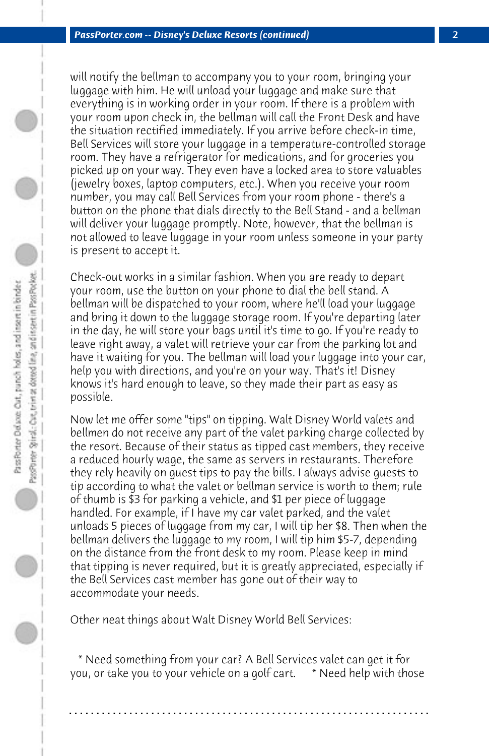will notify the bellman to accompany you to your room, bringing your luggage with him. He will unload your luggage and make sure that everything is in working order in your room. If there is a problem with your room upon check in, the bellman will call the Front Desk and have the situation rectified immediately. If you arrive before check-in time, Bell Services will store your luggage in a temperature-controlled storage room. They have a refrigerator for medications, and for groceries you picked up on your way. They even have a locked area to store valuables (jewelry boxes, laptop computers, etc.). When you receive your room number, you may call Bell Services from your room phone - there's a button on the phone that dials directly to the Bell Stand - and a bellman will deliver your luggage promptly. Note, however, that the bellman is not allowed to leave luggage in your room unless someone in your party is present to accept it.

Check-out works in a similar fashion. When you are ready to depart your room, use the button on your phone to dial the bell stand. A bellman will be dispatched to your room, where he'll load your luggage and bring it down to the luggage storage room. If you're departing later in the day, he will store your bags until it's time to go. If you're ready to leave right away, a valet will retrieve your car from the parking lot and have it waiting for you. The bellman will load your luggage into your car, help you with directions, and you're on your way. That's it! Disney knows it's hard enough to leave, so they made their part as easy as possible.

Now let me offer some "tips" on tipping. Walt Disney World valets and bellmen do not receive any part of the valet parking charge collected by the resort. Because of their status as tipped cast members, they receive a reduced hourly wage, the same as servers in restaurants. Therefore they rely heavily on guest tips to pay the bills. I always advise guests to tip according to what the valet or bellman service is worth to them; rule of thumb is $3 for parking a vehicle, and $1 per piece of luggage handled. For example, if I have my car valet parked, and the valet unloads 5 pieces of luggage from my car, I will tip her $8. Then when the bellman delivers the luggage to my room, I will tip him $5-7, depending on the distance from the front desk to my room. Please keep in mind that tipping is never required, but it is greatly appreciated, especially if the Bell Services cast member has gone out of their way to accommodate your needs.

Other neat things about Walt Disney World Bell Services:

* Need something from your car? A Bell Services valet can get it for you, or take you to your vehicle on a golf cart.
* Need help with those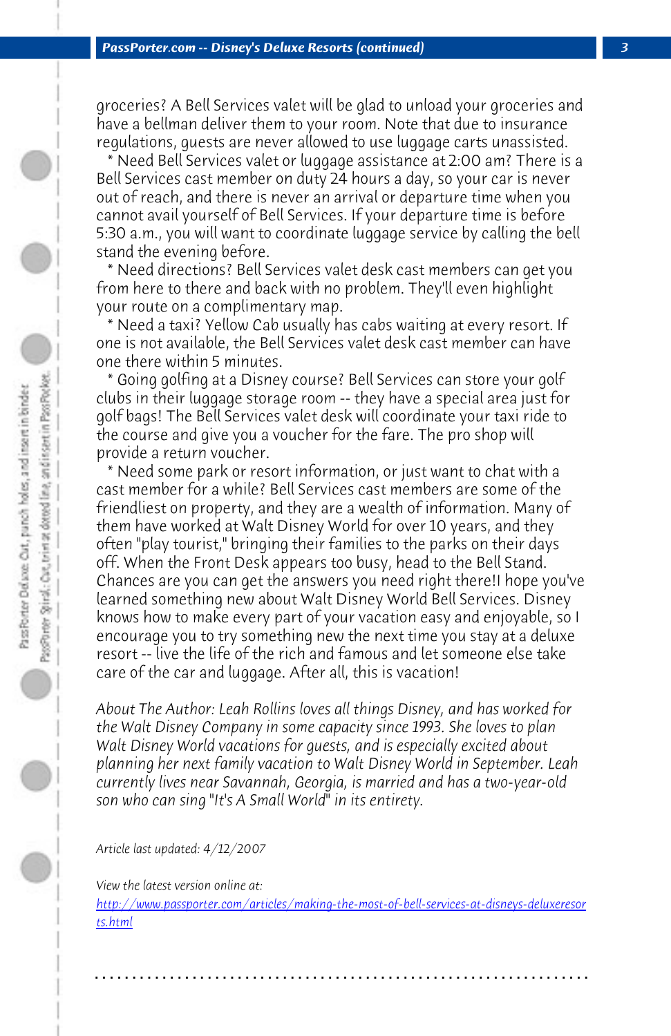groceries? A Bell Services valet will be glad to unload your groceries and have a bellman deliver them to your room. Note that due to insurance regulations, guests are never allowed to use luggage carts unassisted.

* Need Bell Services valet or luggage assistance at 2:00 am? There is a Bell Services cast member on duty 24 hours a day, so your car is never out of reach, and there is never an arrival or departure time when you cannot avail yourself of Bell Services. If your departure time is before 5:30 a.m., you will want to coordinate luggage service by calling the bell stand the evening before.

* Need directions? Bell Services valet desk cast members can get you from here to there and back with no problem. They'll even highlight your route on a complimentary map.

* Need a taxi? Yellow Cab usually has cabs waiting at every resort. If one is not available, the Bell Services valet desk cast member can have one there within 5 minutes.

* Going golfing at a Disney course? Bell Services can store your golf clubs in their luggage storage room -- they have a special area just for golf bags! The Bell Services valet desk will coordinate your taxi ride to the course and give you a voucher for the fare. The pro shop will provide a return voucher.

* Need some park or resort information, or just want to chat with a cast member for a while? Bell Services cast members are some of the friendliest on property, and they are a wealth of information. Many of them have worked at Walt Disney World for over 10 years, and they often "play tourist," bringing their families to the parks on their days off. When the Front Desk appears too busy, head to the Bell Stand. Chances are you can get the answers you need right there!I hope you've learned something new about Walt Disney World Bell Services. Disney knows how to make every part of your vacation easy and enjoyable, so I encourage you to try something new the next time you stay at a deluxe resort -- live the life of the rich and famous and let someone else take care of the car and luggage. After all, this is vacation!

*About The Author: Leah Rollins loves all things Disney, and has worked for the Walt Disney Company in some capacity since 1993. She loves to plan Walt Disney World vacations for guests, and is especially excited about planning her next family vacation to Walt Disney World in September. Leah currently lives near Savannah, Georgia, is married and has a two-year-old son who can sing "It's A Small World" in its entirety.*

*Article last updated: 4/12/2007*

*View the latest version online at:*
http://www.passporter.com/articles/making-the-most-of-bell-services-at-disneys-deluxeresorts.html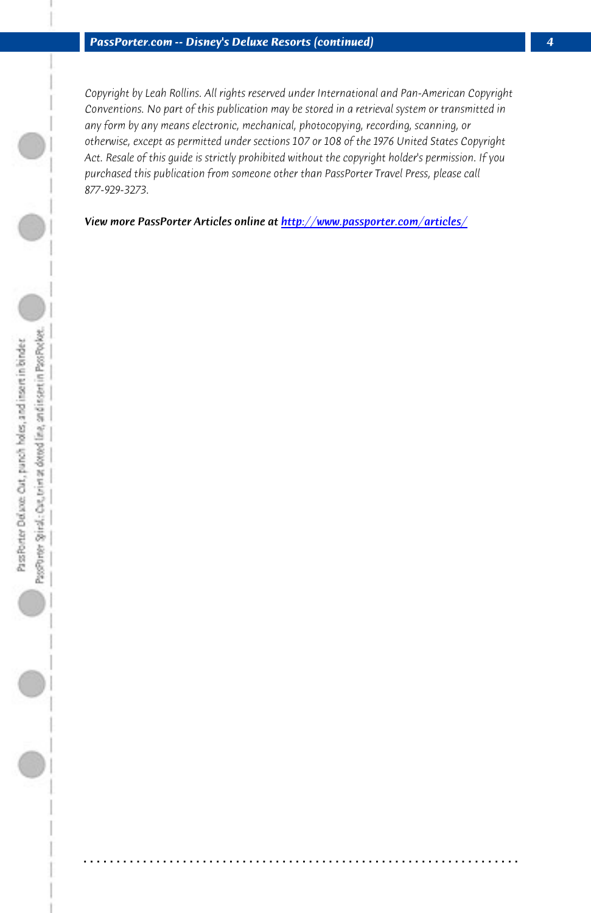*Copyright by Leah Rollins. All rights reserved under International and Pan-American Copyright Conventions. No part of this publication may be stored in a retrieval system or transmitted in any form by any means electronic, mechanical, photocopying, recording, scanning, or otherwise, except as permitted under sections 107 or 108 of the 1976 United States Copyright Act. Resale of this guide is strictly prohibited without the copyright holder's permission. If you purchased this publication from someone other than PassPorter Travel Press, please call 877-929-3273.*

***View more PassPorter Articles online at [http://www.passporter.com/articles/](http://www.passporter.com/articles/)***